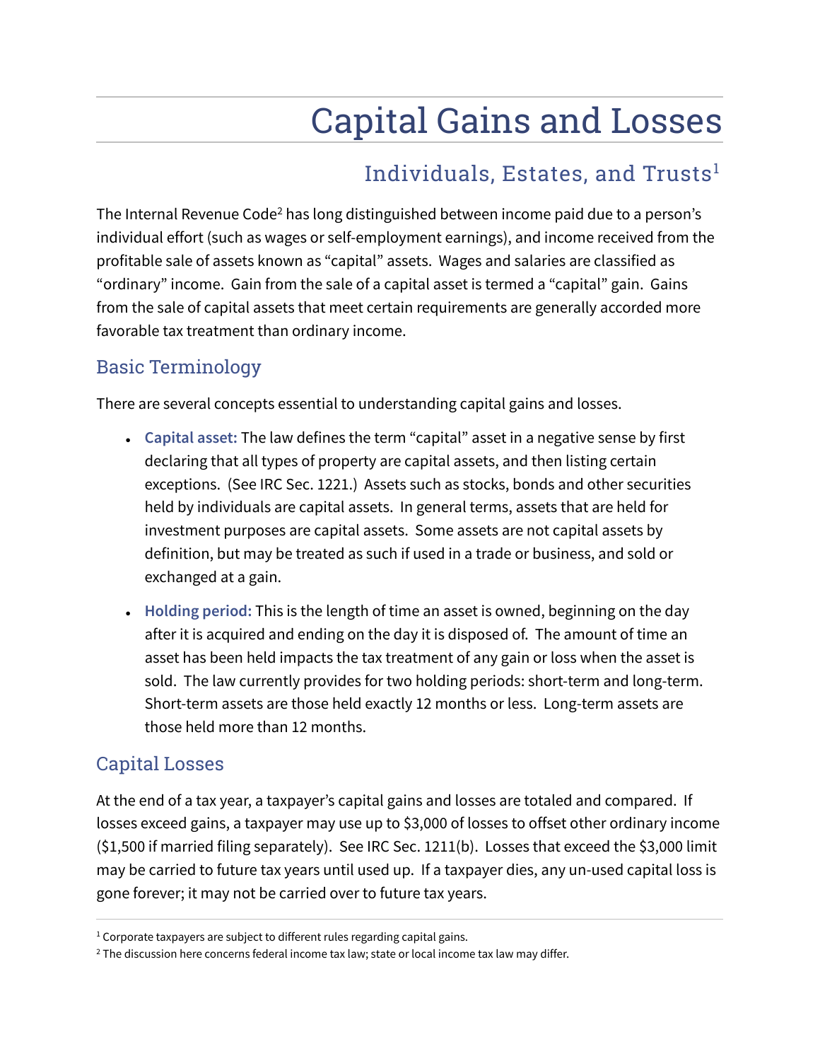# Capital Gains and Losses

## Individuals, Estates, and Trusts[1]

The Internal Revenue Code[2] has long distinguished between income paid due to a person's individual effort (such as wages or self-employment earnings), and income received from the profitable sale of assets known as "capital" assets. Wages and salaries are classified as "ordinary" income. Gain from the sale of a capital asset is termed a "capital" gain. Gains from the sale of capital assets that meet certain requirements are generally accorded more favorable tax treatment than ordinary income.

### Basic Terminology

There are several concepts essential to understanding capital gains and losses.

- **Capital asset:** The law defines the term "capital" asset in a negative sense by first declaring that all types of property are capital assets, and then listing certain exceptions. (See IRC Sec. 1221.) Assets such as stocks, bonds and other securities held by individuals are capital assets. In general terms, assets that are held for investment purposes are capital assets. Some assets are not capital assets by definition, but may be treated as such if used in a trade or business, and sold or exchanged at a gain.
- **Holding period:** This is the length of time an asset is owned, beginning on the day after it is acquired and ending on the day it is disposed of. The amount of time an asset has been held impacts the tax treatment of any gain or loss when the asset is sold. The law currently provides for two holding periods: short-term and long-term. Short-term assets are those held exactly 12 months or less. Long-term assets are those held more than 12 months.

### Capital Losses

At the end of a tax year, a taxpayer's capital gains and losses are totaled and compared. If losses exceed gains, a taxpayer may use up to $3,000 of losses to offset other ordinary income ($1,500 if married filing separately). See IRC Sec. 1211(b). Losses that exceed the $3,000 limit may be carried to future tax years until used up. If a taxpayer dies, any un-used capital loss is gone forever; it may not be carried over to future tax years.

---

[1] Corporate taxpayers are subject to different rules regarding capital gains.

[2] The discussion here concerns federal income tax law; state or local income tax law may differ.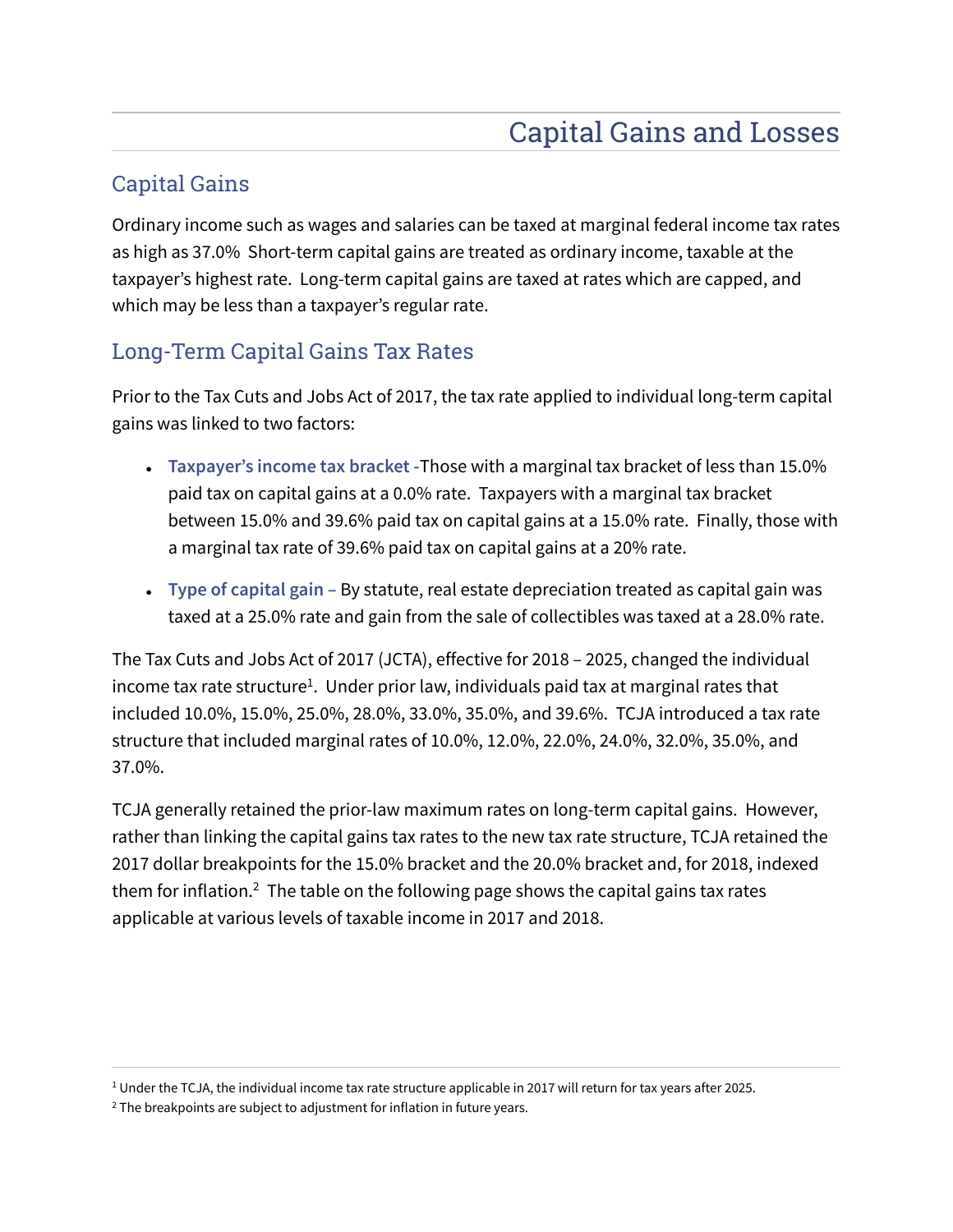# Capital Gains and Losses

## Capital Gains

Ordinary income such as wages and salaries can be taxed at marginal federal income tax rates as high as 37.0%  Short-term capital gains are treated as ordinary income, taxable at the taxpayer's highest rate.  Long-term capital gains are taxed at rates which are capped, and which may be less than a taxpayer's regular rate.

## Long-Term Capital Gains Tax Rates

Prior to the Tax Cuts and Jobs Act of 2017, the tax rate applied to individual long-term capital gains was linked to two factors:

- **Taxpayer's income tax bracket -**Those with a marginal tax bracket of less than 15.0% paid tax on capital gains at a 0.0% rate.  Taxpayers with a marginal tax bracket between 15.0% and 39.6% paid tax on capital gains at a 15.0% rate.  Finally, those with a marginal tax rate of 39.6% paid tax on capital gains at a 20% rate.
- **Type of capital gain –** By statute, real estate depreciation treated as capital gain was taxed at a 25.0% rate and gain from the sale of collectibles was taxed at a 28.0% rate.

The Tax Cuts and Jobs Act of 2017 (JCTA), effective for 2018 – 2025, changed the individual income tax rate structure[1].  Under prior law, individuals paid tax at marginal rates that included 10.0%, 15.0%, 25.0%, 28.0%, 33.0%, 35.0%, and 39.6%.  TCJA introduced a tax rate structure that included marginal rates of 10.0%, 12.0%, 22.0%, 24.0%, 32.0%, 35.0%, and 37.0%.

TCJA generally retained the prior-law maximum rates on long-term capital gains.  However, rather than linking the capital gains tax rates to the new tax rate structure, TCJA retained the 2017 dollar breakpoints for the 15.0% bracket and the 20.0% bracket and, for 2018, indexed them for inflation.[2]  The table on the following page shows the capital gains tax rates applicable at various levels of taxable income in 2017 and 2018.

---

[1] Under the TCJA, the individual income tax rate structure applicable in 2017 will return for tax years after 2025.

[2] The breakpoints are subject to adjustment for inflation in future years.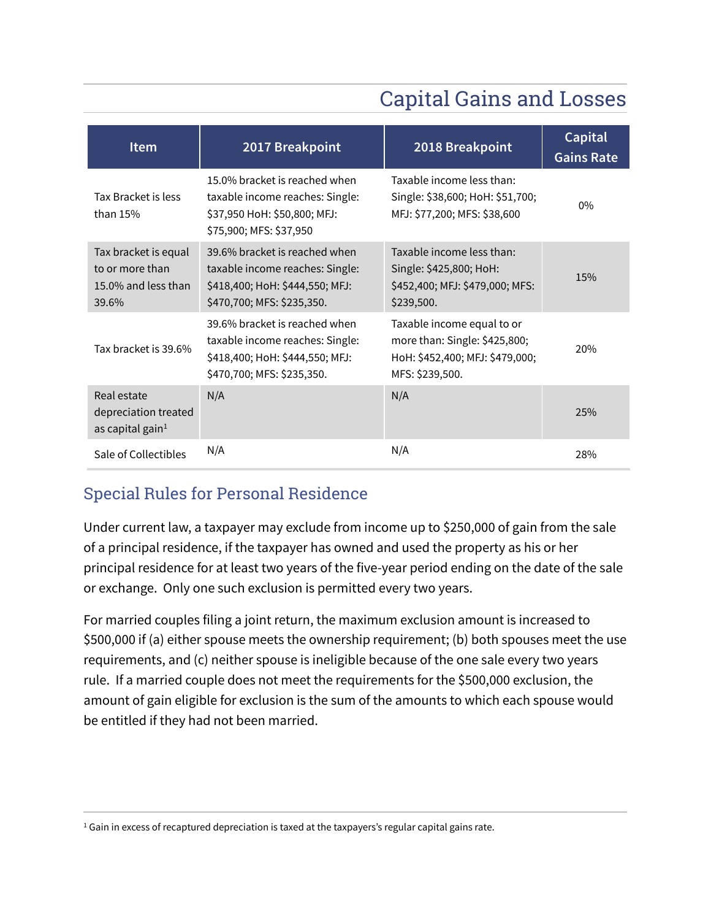# Capital Gains and Losses

| Item | 2017 Breakpoint | 2018 Breakpoint | Capital Gains Rate |
|---|---|---|---|
| Tax Bracket is less than 15% | 15.0% bracket is reached when taxable income reaches: Single: $37,950 HoH: $50,800; MFJ: $75,900; MFS: $37,950 | Taxable income less than: Single: $38,600; HoH: $51,700; MFJ: $77,200; MFS: $38,600 | 0% |
| Tax bracket is equal to or more than 15.0% and less than 39.6% | 39.6% bracket is reached when taxable income reaches: Single: $418,400; HoH: $444,550; MFJ: $470,700; MFS: $235,350. | Taxable income less than: Single: $425,800; HoH: $452,400; MFJ: $479,000; MFS: $239,500. | 15% |
| Tax bracket is 39.6% | 39.6% bracket is reached when taxable income reaches: Single: $418,400; HoH: $444,550; MFJ: $470,700; MFS: $235,350. | Taxable income equal to or more than: Single: $425,800; HoH: $452,400; MFJ: $479,000; MFS: $239,500. | 20% |
| Real estate depreciation treated as capital gain[1] | N/A | N/A | 25% |
| Sale of Collectibles | N/A | N/A | 28% |

## Special Rules for Personal Residence

Under current law, a taxpayer may exclude from income up to $250,000 of gain from the sale of a principal residence, if the taxpayer has owned and used the property as his or her principal residence for at least two years of the five-year period ending on the date of the sale or exchange. Only one such exclusion is permitted every two years.

For married couples filing a joint return, the maximum exclusion amount is increased to $500,000 if (a) either spouse meets the ownership requirement; (b) both spouses meet the use requirements, and (c) neither spouse is ineligible because of the one sale every two years rule. If a married couple does not meet the requirements for the $500,000 exclusion, the amount of gain eligible for exclusion is the sum of the amounts to which each spouse would be entitled if they had not been married.

[1] Gain in excess of recaptured depreciation is taxed at the taxpayers's regular capital gains rate.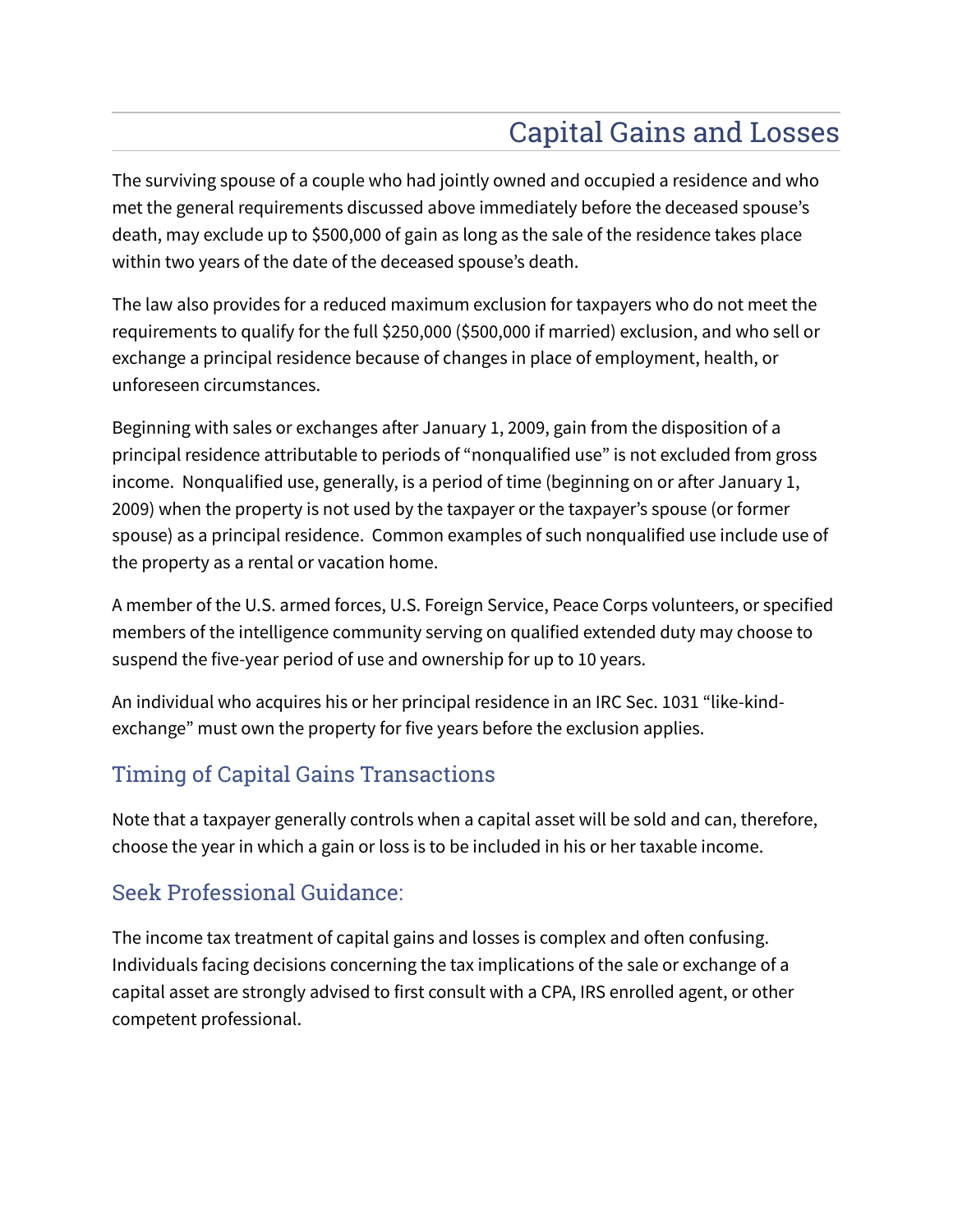# Capital Gains and Losses

The surviving spouse of a couple who had jointly owned and occupied a residence and who met the general requirements discussed above immediately before the deceased spouse's death, may exclude up to $500,000 of gain as long as the sale of the residence takes place within two years of the date of the deceased spouse's death.

The law also provides for a reduced maximum exclusion for taxpayers who do not meet the requirements to qualify for the full $250,000 ($500,000 if married) exclusion, and who sell or exchange a principal residence because of changes in place of employment, health, or unforeseen circumstances.

Beginning with sales or exchanges after January 1, 2009, gain from the disposition of a principal residence attributable to periods of "nonqualified use" is not excluded from gross income. Nonqualified use, generally, is a period of time (beginning on or after January 1, 2009) when the property is not used by the taxpayer or the taxpayer's spouse (or former spouse) as a principal residence. Common examples of such nonqualified use include use of the property as a rental or vacation home.

A member of the U.S. armed forces, U.S. Foreign Service, Peace Corps volunteers, or specified members of the intelligence community serving on qualified extended duty may choose to suspend the five-year period of use and ownership for up to 10 years.

An individual who acquires his or her principal residence in an IRC Sec. 1031 "like-kind-exchange" must own the property for five years before the exclusion applies.

## Timing of Capital Gains Transactions

Note that a taxpayer generally controls when a capital asset will be sold and can, therefore, choose the year in which a gain or loss is to be included in his or her taxable income.

## Seek Professional Guidance:

The income tax treatment of capital gains and losses is complex and often confusing. Individuals facing decisions concerning the tax implications of the sale or exchange of a capital asset are strongly advised to first consult with a CPA, IRS enrolled agent, or other competent professional.